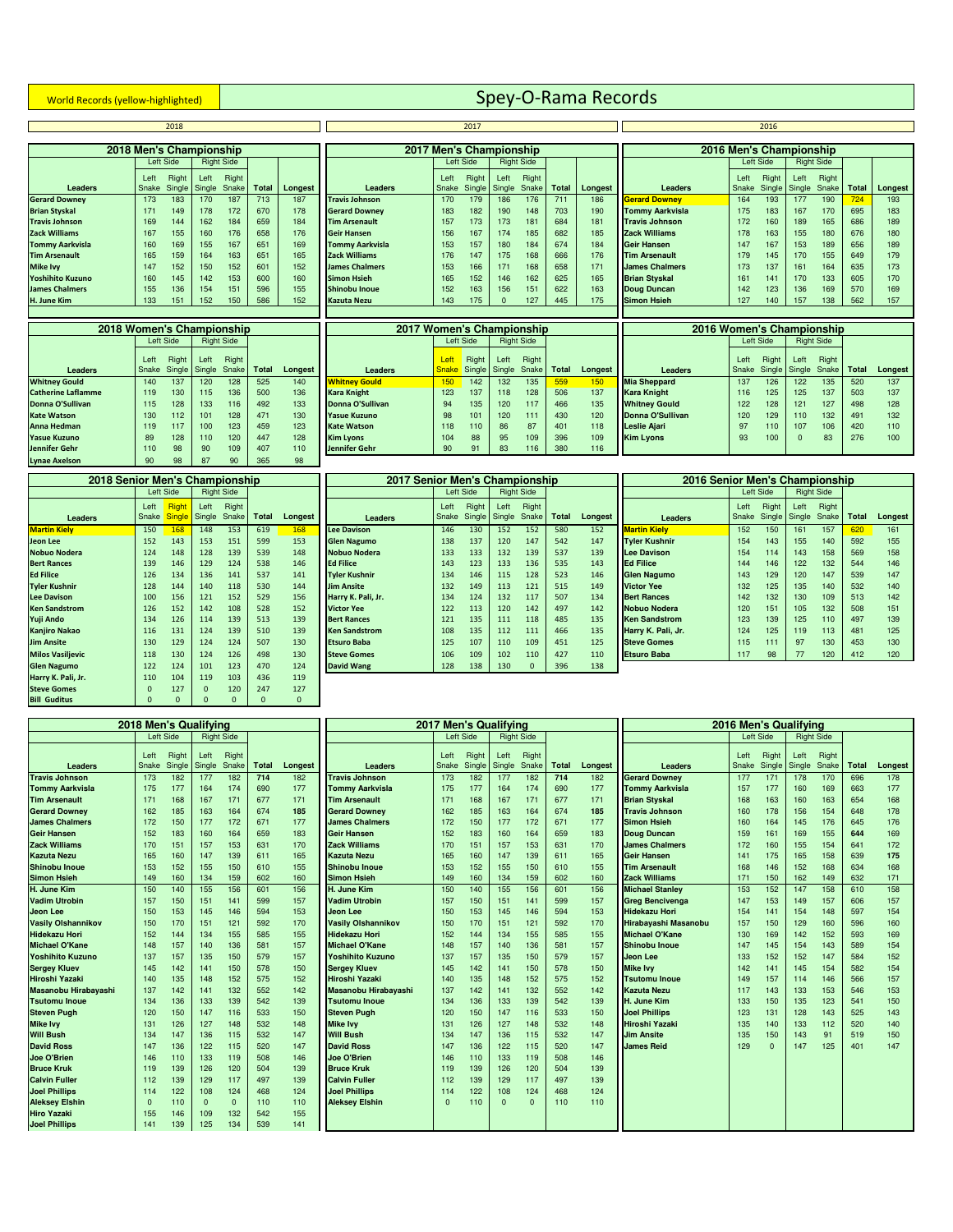World Records (yellow-highlighted)

# Spey-O-Rama Records

## 2018

### 2018 Men's Championship

| Leaders | Left Side | | Right Side | | Total | Longest |
|---|---|---|---|---|---|---|
| | Left Snake | Right Single | Left Single | Right Snake | | |
| Gerard Downey | 173 | 183 | 170 | 187 | 713 | 187 |
| Brian Styskal | 171 | 149 | 178 | 172 | 670 | 178 |
| Travis Johnson | 169 | 144 | 162 | 184 | 659 | 184 |
| Zack Williams | 167 | 155 | 160 | 176 | 658 | 176 |
| Tommy Aarkvisla | 160 | 169 | 155 | 167 | 651 | 169 |
| Tim Arsenault | 165 | 159 | 164 | 163 | 651 | 165 |
| Mike Ivy | 147 | 152 | 150 | 152 | 601 | 152 |
| Yoshihito Kuzuno | 160 | 145 | 142 | 153 | 600 | 160 |
| James Chalmers | 155 | 136 | 154 | 151 | 596 | 155 |
| H. June Kim | 133 | 151 | 152 | 150 | 586 | 152 |

### 2018 Women's Championship

| Leaders | Left Side | | Right Side | | Total | Longest |
|---|---|---|---|---|---|---|
| | Left Snake | Right Single | Left Single | Right Snake | | |
| Whitney Gould | 140 | 137 | 120 | 128 | 525 | 140 |
| Catherine Laflamme | 119 | 130 | 115 | 136 | 500 | 136 |
| Donna O'Sullivan | 115 | 128 | 133 | 116 | 492 | 133 |
| Kate Watson | 130 | 112 | 101 | 128 | 471 | 130 |
| Anna Hedman | 119 | 117 | 100 | 123 | 459 | 123 |
| Yasue Kuzuno | 89 | 128 | 110 | 120 | 447 | 128 |
| Jennifer Gehr | 110 | 98 | 90 | 109 | 407 | 110 |
| Lynae Axelson | 90 | 98 | 87 | 90 | 365 | 98 |

### 2018 Senior Men's Championship

| Leaders | Left Side | | Right Side | | Total | Longest |
|---|---|---|---|---|---|---|
| | Left Snake | Right Single | Left Single | Right Snake | | |
| Martin Kiely | 150 | 168 | 148 | 153 | 619 | 168 |
| Jeon Lee | 152 | 143 | 153 | 151 | 599 | 153 |
| Nobuo Nodera | 124 | 148 | 128 | 139 | 539 | 148 |
| Bert Rances | 139 | 146 | 129 | 124 | 538 | 146 |
| Ed Filice | 126 | 134 | 136 | 141 | 537 | 141 |
| Tyler Kushnir | 128 | 144 | 140 | 118 | 530 | 144 |
| Lee Davison | 100 | 156 | 121 | 152 | 529 | 156 |
| Ken Sandstrom | 126 | 152 | 142 | 108 | 528 | 152 |
| Yuji Ando | 134 | 126 | 114 | 139 | 513 | 139 |
| Kanjiro Nakao | 116 | 131 | 124 | 139 | 510 | 139 |
| Jim Ansite | 130 | 129 | 124 | 124 | 507 | 130 |
| Milos Vasiljevic | 118 | 130 | 124 | 126 | 498 | 130 |
| Glen Nagumo | 122 | 124 | 101 | 123 | 470 | 124 |
| Harry K. Pali, Jr. | 110 | 104 | 119 | 103 | 436 | 119 |
| Steve Gomes | 0 | 127 | 0 | 120 | 247 | 127 |
| Bill Guditus | 0 | 0 | 0 | 0 | 0 | 0 |

### 2018 Men's Qualifying

| Leaders | Left Side | | Right Side | | Total | Longest |
|---|---|---|---|---|---|---|
| | Left Snake | Right Single | Left Single | Right Snake | | |
| Travis Johnson | 173 | 182 | 177 | 182 | 714 | 182 |
| Tommy Aarkvisla | 175 | 177 | 164 | 174 | 690 | 177 |
| Tim Arsenault | 171 | 168 | 167 | 171 | 677 | 171 |
| Gerard Downey | 162 | 185 | 163 | 164 | 674 | 185 |
| James Chalmers | 172 | 150 | 177 | 172 | 671 | 177 |
| Geir Hansen | 152 | 183 | 160 | 164 | 659 | 183 |
| Zack Williams | 170 | 151 | 157 | 153 | 631 | 170 |
| Kazuta Nezu | 165 | 160 | 147 | 139 | 611 | 165 |
| Shinobu Inoue | 153 | 152 | 155 | 150 | 610 | 155 |
| Simon Hsieh | 149 | 160 | 134 | 159 | 602 | 160 |
| H. June Kim | 150 | 140 | 155 | 156 | 601 | 156 |
| Vadim Utrobin | 157 | 150 | 151 | 141 | 599 | 157 |
| Jeon Lee | 150 | 153 | 145 | 146 | 594 | 153 |
| Vasily Olshannikov | 150 | 170 | 151 | 121 | 592 | 170 |
| Hidekazu Hori | 152 | 144 | 134 | 155 | 585 | 155 |
| Michael O'Kane | 148 | 157 | 140 | 136 | 581 | 157 |
| Yoshihito Kuzuno | 137 | 157 | 135 | 150 | 579 | 157 |
| Sergey Kluev | 145 | 142 | 141 | 150 | 578 | 150 |
| Hiroshi Yazaki | 140 | 135 | 148 | 152 | 575 | 152 |
| Masanobu Hirabayashi | 137 | 142 | 141 | 132 | 552 | 142 |
| Tsutomu Inoue | 134 | 136 | 133 | 139 | 542 | 139 |
| Steven Pugh | 120 | 150 | 147 | 116 | 533 | 150 |
| Mike Ivy | 131 | 126 | 127 | 148 | 532 | 148 |
| Will Bush | 134 | 147 | 136 | 115 | 532 | 147 |
| David Ross | 147 | 136 | 122 | 115 | 520 | 147 |
| Joe O'Brien | 146 | 110 | 133 | 119 | 508 | 146 |
| Bruce Kruk | 119 | 139 | 126 | 120 | 504 | 139 |
| Calvin Fuller | 112 | 139 | 129 | 117 | 497 | 139 |
| Joel Phillips | 114 | 122 | 108 | 124 | 468 | 124 |
| Aleksey Elshin | 0 | 110 | 0 | 0 | 110 | 110 |
| Hiro Yazaki | 155 | 146 | 109 | 132 | 542 | 155 |
| Joel Phillips | 141 | 139 | 125 | 134 | 539 | 141 |

## 2017

### 2017 Men's Championship

| Leaders | Left Side | | Right Side | | Total | Longest |
|---|---|---|---|---|---|---|
| | Left Snake | Right Single | Left Single | Right Snake | | |
| Travis Johnson | 170 | 179 | 186 | 176 | 711 | 186 |
| Gerard Downey | 183 | 182 | 190 | 148 | 703 | 190 |
| Tim Arsenault | 157 | 173 | 173 | 181 | 684 | 181 |
| Geir Hansen | 156 | 167 | 174 | 185 | 682 | 185 |
| Tommy Aarkvisla | 153 | 157 | 180 | 184 | 674 | 184 |
| Zack Williams | 176 | 147 | 175 | 168 | 666 | 176 |
| James Chalmers | 153 | 166 | 171 | 168 | 658 | 171 |
| Simon Hsieh | 165 | 152 | 146 | 162 | 625 | 165 |
| Shinobu Inoue | 152 | 163 | 156 | 151 | 622 | 163 |
| Kazuta Nezu | 143 | 175 | 0 | 127 | 445 | 175 |

### 2017 Women's Championship

| Leaders | Left Side | | Right Side | | Total | Longest |
|---|---|---|---|---|---|---|
| | Left Snake | Right Single | Left Single | Right Snake | | |
| Whitney Gould | 150 | 142 | 132 | 135 | 559 | 150 |
| Kara Knight | 123 | 137 | 118 | 128 | 506 | 137 |
| Donna O'Sullivan | 94 | 135 | 120 | 117 | 466 | 135 |
| Yasue Kuzuno | 98 | 101 | 120 | 111 | 430 | 120 |
| Kate Watson | 118 | 110 | 86 | 87 | 401 | 118 |
| Kim Lyons | 104 | 88 | 95 | 109 | 396 | 109 |
| Jennifer Gehr | 90 | 91 | 83 | 116 | 380 | 116 |

### 2017 Senior Men's Championship

| Leaders | Left Side | | Right Side | | Total | Longest |
|---|---|---|---|---|---|---|
| | Left Snake | Right Single | Left Single | Right Snake | | |
| Lee Davison | 146 | 130 | 152 | 152 | 580 | 152 |
| Glen Nagumo | 138 | 137 | 120 | 147 | 542 | 147 |
| Nobuo Nodera | 133 | 133 | 132 | 139 | 537 | 139 |
| Ed Filice | 143 | 123 | 133 | 136 | 535 | 143 |
| Tyler Kushnir | 134 | 146 | 115 | 128 | 523 | 146 |
| Jim Ansite | 132 | 149 | 113 | 121 | 515 | 149 |
| Harry K. Pali, Jr. | 134 | 124 | 132 | 117 | 507 | 134 |
| Victor Yee | 122 | 113 | 120 | 142 | 497 | 142 |
| Bert Rances | 121 | 135 | 111 | 118 | 485 | 135 |
| Ken Sandstrom | 108 | 135 | 112 | 111 | 466 | 135 |
| Etsuro Baba | 125 | 107 | 110 | 109 | 451 | 125 |
| Steve Gomes | 106 | 109 | 102 | 110 | 427 | 110 |
| David Wang | 128 | 138 | 130 | 0 | 396 | 138 |

### 2017 Men's Qualifying

| Leaders | Left Side | | Right Side | | Total | Longest |
|---|---|---|---|---|---|---|
| | Left Snake | Right Single | Left Single | Right Snake | | |
| Travis Johnson | 173 | 182 | 177 | 182 | 714 | 182 |
| Tommy Aarkvisla | 175 | 177 | 164 | 174 | 690 | 177 |
| Tim Arsenault | 171 | 168 | 167 | 171 | 677 | 171 |
| Gerard Downey | 162 | 185 | 163 | 164 | 674 | 185 |
| James Chalmers | 172 | 150 | 177 | 172 | 671 | 177 |
| Geir Hansen | 152 | 183 | 160 | 164 | 659 | 183 |
| Zack Williams | 170 | 151 | 157 | 153 | 631 | 170 |
| Kazuta Nezu | 165 | 160 | 147 | 139 | 611 | 165 |
| Shinobu Inoue | 153 | 152 | 155 | 150 | 610 | 155 |
| Simon Hsieh | 149 | 160 | 134 | 159 | 602 | 160 |
| H. June Kim | 150 | 140 | 155 | 156 | 601 | 156 |
| Vadim Utrobin | 157 | 150 | 151 | 141 | 599 | 157 |
| Jeon Lee | 150 | 153 | 145 | 146 | 594 | 153 |
| Vasily Olshannikov | 150 | 170 | 151 | 121 | 592 | 170 |
| Hidekazu Hori | 152 | 144 | 134 | 155 | 585 | 155 |
| Michael O'Kane | 148 | 157 | 140 | 136 | 581 | 157 |
| Yoshihito Kuzuno | 137 | 157 | 135 | 150 | 579 | 157 |
| Sergey Kluev | 145 | 142 | 141 | 150 | 578 | 150 |
| Hiroshi Yazaki | 140 | 135 | 148 | 152 | 575 | 152 |
| Masanobu Hirabayashi | 137 | 142 | 141 | 132 | 552 | 142 |
| Tsutomu Inoue | 134 | 136 | 133 | 139 | 542 | 139 |
| Steven Pugh | 120 | 150 | 147 | 116 | 533 | 150 |
| Mike Ivy | 131 | 126 | 127 | 148 | 532 | 148 |
| Will Bush | 134 | 147 | 136 | 115 | 532 | 147 |
| David Ross | 147 | 136 | 122 | 115 | 520 | 147 |
| Joe O'Brien | 146 | 110 | 133 | 119 | 508 | 146 |
| Bruce Kruk | 119 | 139 | 126 | 120 | 504 | 139 |
| Calvin Fuller | 112 | 139 | 129 | 117 | 497 | 139 |
| Joel Phillips | 114 | 122 | 108 | 124 | 468 | 124 |
| Aleksey Elshin | 0 | 110 | 0 | 0 | 110 | 110 |

## 2016

### 2016 Men's Championship

| Leaders | Left Side | | Right Side | | Total | Longest |
|---|---|---|---|---|---|---|
| | Left Snake | Right Single | Left Single | Right Snake | | |
| Gerard Downey | 164 | 193 | 177 | 190 | 724 | 193 |
| Tommy Aarkvisla | 175 | 183 | 167 | 170 | 695 | 183 |
| Travis Johnson | 172 | 160 | 189 | 165 | 686 | 189 |
| Zack Williams | 178 | 163 | 155 | 180 | 676 | 180 |
| Geir Hansen | 147 | 167 | 153 | 189 | 656 | 189 |
| Tim Arsenault | 179 | 145 | 170 | 155 | 649 | 179 |
| James Chalmers | 173 | 137 | 161 | 164 | 635 | 173 |
| Brian Styskal | 161 | 141 | 170 | 133 | 605 | 170 |
| Doug Duncan | 142 | 123 | 136 | 169 | 570 | 169 |
| Simon Hsieh | 127 | 140 | 157 | 138 | 562 | 157 |

### 2016 Women's Championship

| Leaders | Left Side | | Right Side | | Total | Longest |
|---|---|---|---|---|---|---|
| | Left Snake | Right Single | Left Single | Right Snake | | |
| Mia Sheppard | 137 | 126 | 122 | 135 | 520 | 137 |
| Kara Knight | 116 | 125 | 125 | 137 | 503 | 137 |
| Whitney Gould | 122 | 128 | 121 | 127 | 498 | 128 |
| Donna O'Sullivan | 120 | 129 | 110 | 132 | 491 | 132 |
| Leslie Ajari | 97 | 110 | 107 | 106 | 420 | 110 |
| Kim Lyons | 93 | 100 | 0 | 83 | 276 | 100 |

### 2016 Senior Men's Championship

| Leaders | Left Side | | Right Side | | Total | Longest |
|---|---|---|---|---|---|---|
| | Left Snake | Right Single | Left Single | Right Snake | | |
| Martin Kiely | 152 | 150 | 161 | 157 | 620 | 161 |
| Tyler Kushnir | 154 | 143 | 155 | 140 | 592 | 155 |
| Lee Davison | 154 | 114 | 143 | 158 | 569 | 158 |
| Ed Filice | 144 | 146 | 122 | 132 | 544 | 146 |
| Glen Nagumo | 143 | 129 | 120 | 147 | 539 | 147 |
| Victor Yee | 132 | 125 | 135 | 140 | 532 | 140 |
| Bert Rances | 142 | 132 | 130 | 109 | 513 | 142 |
| Nobuo Nodera | 120 | 151 | 105 | 132 | 508 | 151 |
| Ken Sandstrom | 123 | 139 | 125 | 110 | 497 | 139 |
| Harry K. Pali, Jr. | 124 | 125 | 119 | 113 | 481 | 125 |
| Steve Gomes | 115 | 111 | 97 | 130 | 453 | 130 |
| Etsuro Baba | 117 | 98 | 77 | 120 | 412 | 120 |

### 2016 Men's Qualifying

| Leaders | Left Side | | Right Side | | Total | Longest |
|---|---|---|---|---|---|---|
| | Left Snake | Right Single | Left Single | Right Snake | | |
| Gerard Downey | 177 | 171 | 178 | 170 | 696 | 178 |
| Tommy Aarkvisla | 157 | 177 | 160 | 169 | 663 | 177 |
| Brian Styskal | 168 | 163 | 160 | 163 | 654 | 168 |
| Travis Johnson | 160 | 178 | 156 | 154 | 648 | 178 |
| Simon Hsieh | 160 | 164 | 145 | 176 | 645 | 176 |
| Doug Duncan | 159 | 161 | 169 | 155 | 644 | 169 |
| James Chalmers | 172 | 160 | 155 | 154 | 641 | 172 |
| Geir Hansen | 141 | 175 | 165 | 158 | 639 | 175 |
| Tim Arsenault | 168 | 146 | 152 | 168 | 634 | 168 |
| Zack Williams | 171 | 150 | 162 | 149 | 632 | 171 |
| Michael Stanley | 153 | 152 | 147 | 158 | 610 | 158 |
| Greg Bencivenga | 147 | 153 | 149 | 157 | 606 | 157 |
| Hidekazu Hori | 154 | 141 | 154 | 148 | 597 | 154 |
| Hirabayashi Masanobu | 157 | 150 | 129 | 160 | 596 | 160 |
| Michael O'Kane | 130 | 169 | 142 | 152 | 593 | 169 |
| Shinobu Inoue | 147 | 145 | 154 | 143 | 589 | 154 |
| Jeon Lee | 133 | 152 | 147 | 152 | 584 | 152 |
| Mike Ivy | 142 | 141 | 145 | 154 | 582 | 154 |
| Tsutomu Inoue | 149 | 157 | 114 | 146 | 566 | 157 |
| Kazuta Nezu | 117 | 143 | 133 | 153 | 546 | 153 |
| H. June Kim | 133 | 150 | 135 | 123 | 541 | 150 |
| Joel Phillips | 123 | 131 | 128 | 143 | 525 | 143 |
| Hiroshi Yazaki | 135 | 140 | 133 | 112 | 520 | 140 |
| Jim Ansite | 135 | 150 | 143 | 91 | 519 | 150 |
| James Reid | 129 | 0 | 147 | 125 | 401 | 147 |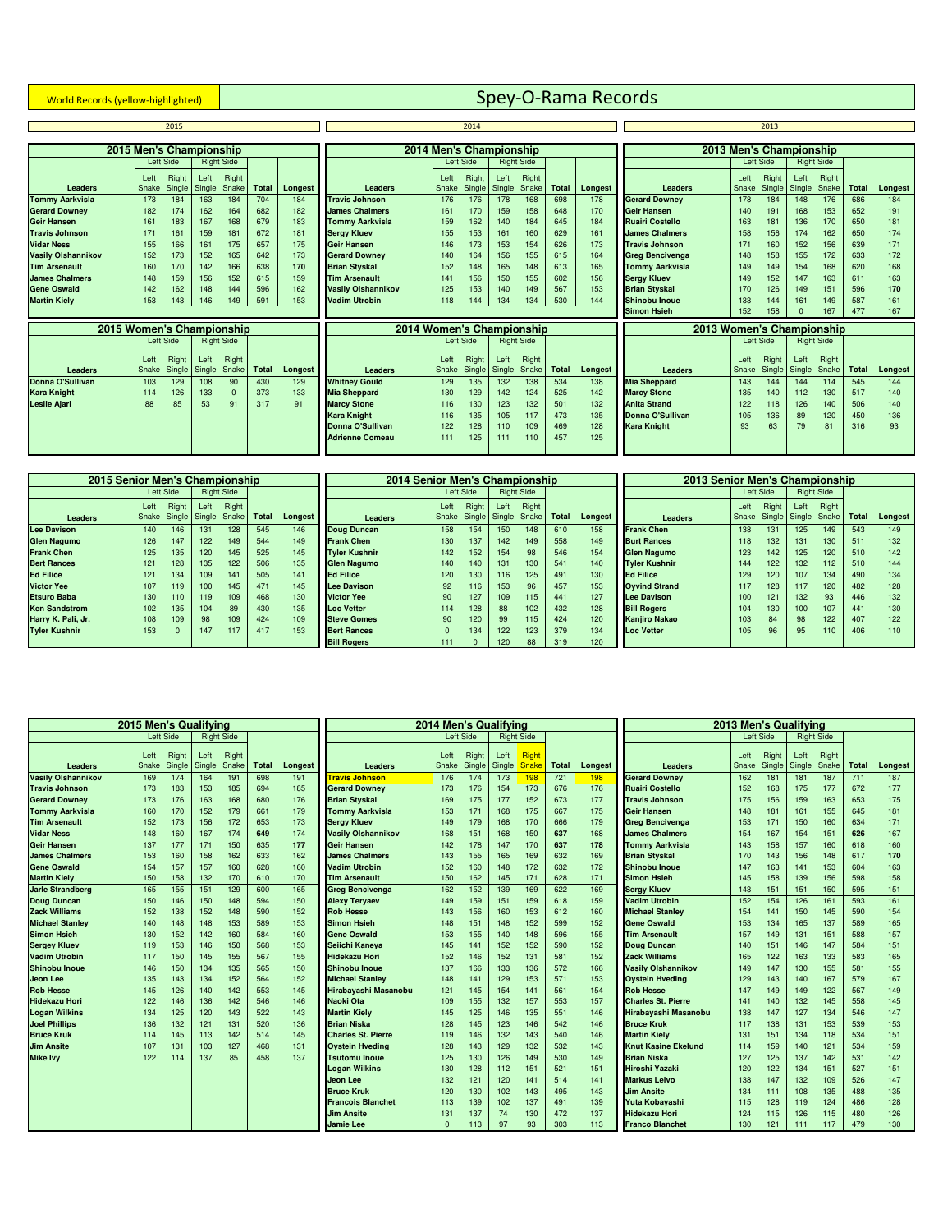World Records (yellow-highlighted)

# Spey-O-Rama Records

## 2015

### 2015 Men's Championship

| Leaders | Left Side | | Right Side | | Total | Longest |
|---|---|---|---|---|---|---|
| | Left Snake | Right Single | Left Single | Right Snake | | |
| Tommy Aarkvisla | 173 | 184 | 163 | 184 | 704 | 184 |
| Gerard Downey | 182 | 174 | 162 | 164 | 682 | 182 |
| Geir Hansen | 161 | 183 | 167 | 168 | 679 | 183 |
| Travis Johnson | 171 | 161 | 159 | 181 | 672 | 181 |
| Vidar Ness | 155 | 166 | 161 | 175 | 657 | 175 |
| Vasily Olshannikov | 152 | 173 | 152 | 165 | 642 | 173 |
| Tim Arsenault | 160 | 170 | 142 | 166 | 638 | **170** |
| James Chalmers | 148 | 159 | 156 | 152 | 615 | 159 |
| Gene Oswald | 142 | 162 | 148 | 144 | 596 | 162 |
| Martin Kiely | 153 | 143 | 146 | 149 | 591 | 153 |

### 2015 Women's Championship

| Leaders | Left Side | | Right Side | | Total | Longest |
|---|---|---|---|---|---|---|
| | Left Snake | Right Single | Left Single | Right Snake | | |
| Donna O'Sullivan | 103 | 129 | 108 | 90 | 430 | 129 |
| Kara Knight | 114 | 126 | 133 | 0 | 373 | 133 |
| Leslie Ajari | 88 | 85 | 53 | 91 | 317 | 91 |

### 2015 Senior Men's Championship

| Leaders | Left Side | | Right Side | | Total | Longest |
|---|---|---|---|---|---|---|
| | Left Snake | Right Single | Left Single | Right Snake | | |
| Lee Davison | 140 | 146 | 131 | 128 | 545 | 146 |
| Glen Nagumo | 126 | 147 | 122 | 149 | 544 | 149 |
| Frank Chen | 125 | 135 | 120 | 145 | 525 | 145 |
| Bert Rances | 121 | 128 | 135 | 122 | 506 | 135 |
| Ed Filice | 121 | 134 | 109 | 141 | 505 | 141 |
| Victor Yee | 107 | 119 | 100 | 145 | 471 | 145 |
| Etsuro Baba | 130 | 110 | 119 | 109 | 468 | 130 |
| Ken Sandstrom | 102 | 135 | 104 | 89 | 430 | 135 |
| Harry K. Pali, Jr. | 108 | 109 | 98 | 109 | 424 | 109 |
| Tyler Kushnir | 153 | 0 | 147 | 117 | 417 | 153 |

### 2015 Men's Qualifying

| Leaders | Left Side | | Right Side | | Total | Longest |
|---|---|---|---|---|---|---|
| | Left Snake | Right Single | Left Single | Right Snake | | |
| Vasily Olshannikov | 169 | 174 | 164 | 191 | 698 | 191 |
| Travis Johnson | 173 | 183 | 153 | 185 | 694 | 185 |
| Gerard Downey | 173 | 176 | 163 | 168 | 680 | 176 |
| Tommy Aarkvisla | 160 | 170 | 152 | 179 | 661 | 179 |
| Tim Arsenault | 152 | 173 | 156 | 172 | 653 | 173 |
| Vidar Ness | 148 | 160 | 167 | 174 | **649** | 174 |
| Geir Hansen | 137 | 177 | 171 | 150 | 635 | **177** |
| James Chalmers | 153 | 160 | 158 | 162 | 633 | 162 |
| Gene Oswald | 154 | 157 | 157 | 160 | 628 | 160 |
| Martin Kiely | 150 | 158 | 132 | 170 | 610 | 170 |
| Jarle Strandberg | 165 | 155 | 151 | 129 | 600 | 165 |
| Doug Duncan | 150 | 146 | 150 | 148 | 594 | 150 |
| Zack Williams | 152 | 138 | 152 | 148 | 590 | 152 |
| Michael Stanley | 140 | 148 | 148 | 153 | 589 | 153 |
| Simon Hsieh | 130 | 152 | 142 | 160 | 584 | 160 |
| Sergey Kluev | 119 | 153 | 146 | 150 | 568 | 153 |
| Vadim Utrobin | 117 | 150 | 145 | 155 | 567 | 155 |
| Shinobu Inoue | 146 | 150 | 134 | 135 | 565 | 150 |
| Jeon Lee | 135 | 143 | 134 | 152 | 564 | 152 |
| Rob Hesse | 145 | 126 | 140 | 142 | 553 | 145 |
| Hidekazu Hori | 122 | 146 | 136 | 142 | 546 | 146 |
| Logan Wilkins | 134 | 125 | 120 | 143 | 522 | 143 |
| Joel Phillips | 136 | 132 | 121 | 131 | 520 | 136 |
| Bruce Kruk | 114 | 145 | 113 | 142 | 514 | 145 |
| Jim Ansite | 107 | 131 | 103 | 127 | 468 | 131 |
| Mike Ivy | 122 | 114 | 137 | 85 | 458 | 137 |

## 2014

### 2014 Men's Championship

| Leaders | Left Side | | Right Side | | Total | Longest |
|---|---|---|---|---|---|---|
| | Left Snake | Right Single | Left Single | Right Snake | | |
| Travis Johnson | 176 | 176 | 178 | 168 | 698 | 178 |
| James Chalmers | 161 | 170 | 159 | 158 | 648 | 170 |
| Tommy Aarkvisla | 159 | 162 | 140 | 184 | 645 | 184 |
| Sergy Kluev | 155 | 153 | 161 | 160 | 629 | 161 |
| Geir Hansen | 146 | 173 | 153 | 154 | 626 | 173 |
| Gerard Downey | 140 | 164 | 156 | 155 | 615 | 164 |
| Brian Styskal | 152 | 148 | 165 | 148 | 613 | 165 |
| Tim Arsenault | 141 | 156 | 150 | 155 | 602 | 156 |
| Vasily Olshannikov | 125 | 153 | 140 | 149 | 567 | 153 |
| Vadim Utrobin | 118 | 144 | 134 | 134 | 530 | 144 |

### 2014 Women's Championship

| Leaders | Left Side | | Right Side | | Total | Longest |
|---|---|---|---|---|---|---|
| | Left Snake | Right Single | Left Single | Right Snake | | |
| Whitney Gould | 129 | 135 | 132 | 138 | 534 | 138 |
| Mia Sheppard | 130 | 129 | 142 | 124 | 525 | 142 |
| Marcy Stone | 116 | 130 | 123 | 132 | 501 | 132 |
| Kara Knight | 116 | 135 | 105 | 117 | 473 | 135 |
| Donna O'Sullivan | 122 | 128 | 110 | 109 | 469 | 128 |
| Adrienne Comeau | 111 | 125 | 111 | 110 | 457 | 125 |

### 2014 Senior Men's Championship

| Leaders | Left Side | | Right Side | | Total | Longest |
|---|---|---|---|---|---|---|
| | Left Snake | Right Single | Left Single | Right Snake | | |
| Doug Duncan | 158 | 154 | 150 | 148 | 610 | 158 |
| Frank Chen | 130 | 137 | 142 | 149 | 558 | 149 |
| Tyler Kushnir | 142 | 152 | 154 | 98 | 546 | 154 |
| Glen Nagumo | 140 | 140 | 131 | 130 | 541 | 140 |
| Ed Filice | 120 | 130 | 116 | 125 | 491 | 130 |
| Lee Davison | 92 | 116 | 153 | 96 | 457 | 153 |
| Victor Yee | 90 | 127 | 109 | 115 | 441 | 127 |
| Loc Vetter | 114 | 128 | 88 | 102 | 432 | 128 |
| Steve Gomes | 90 | 120 | 99 | 115 | 424 | 120 |
| Bert Rances | 0 | 134 | 122 | 123 | 379 | 134 |
| Bill Rogers | 111 | 0 | 120 | 88 | 319 | 120 |

### 2014 Men's Qualifying

| Leaders | Left Side | | Right Side | | Total | Longest |
|---|---|---|---|---|---|---|
| | Left Snake | Right Single | Left Single | Right Snake | | |
| Travis Johnson | 176 | 174 | 173 | 198 | 721 | 198 |
| Gerard Downey | 173 | 176 | 154 | 173 | 676 | 176 |
| Brian Styskal | 169 | 175 | 177 | 152 | 673 | 177 |
| Tommy Aarkvisla | 153 | 171 | 168 | 175 | 667 | 175 |
| Sergy Kluev | 149 | 179 | 168 | 170 | 666 | 179 |
| Vasily Olshannikov | 168 | 151 | 168 | 150 | **637** | 168 |
| Geir Hansen | 142 | 178 | 147 | 170 | **637** | **178** |
| James Chalmers | 143 | 155 | 165 | 169 | 632 | 169 |
| Vadim Utrobin | 152 | 160 | 148 | 172 | 632 | 172 |
| Tim Arsenault | 150 | 162 | 145 | 171 | 628 | 171 |
| Greg Bencivenga | 162 | 152 | 139 | 169 | 622 | 169 |
| Alexy Teryaev | 149 | 159 | 151 | 159 | 618 | 159 |
| Rob Hesse | 143 | 156 | 160 | 153 | 612 | 160 |
| Simon Hsieh | 148 | 151 | 148 | 152 | 599 | 152 |
| Gene Oswald | 153 | 155 | 140 | 148 | 596 | 155 |
| Seiichi Kaneya | 145 | 141 | 152 | 152 | 590 | 152 |
| Hidekazu Hori | 152 | 146 | 152 | 131 | 581 | 152 |
| Shinobu Inoue | 137 | 166 | 133 | 136 | 572 | 166 |
| Michael Stanley | 148 | 141 | 129 | 153 | 571 | 153 |
| Hirabayashi Masanobu | 121 | 145 | 154 | 141 | 561 | 154 |
| Naoki Ota | 109 | 155 | 132 | 157 | 553 | 157 |
| Martin Kiely | 145 | 125 | 146 | 135 | 551 | 146 |
| Brian Niska | 128 | 145 | 123 | 146 | 542 | 146 |
| Charles St. Pierre | 119 | 146 | 132 | 143 | 540 | 146 |
| Oystein Hveding | 128 | 143 | 129 | 132 | 532 | 143 |
| Tsutomu Inoue | 125 | 130 | 126 | 149 | 530 | 149 |
| Logan Wilkins | 130 | 128 | 112 | 151 | 521 | 151 |
| Jeon Lee | 132 | 121 | 120 | 141 | 514 | 141 |
| Bruce Kruk | 120 | 130 | 102 | 143 | 495 | 143 |
| Francois Blanchet | 113 | 139 | 102 | 137 | 491 | 139 |
| Jim Ansite | 131 | 137 | 74 | 130 | 472 | 137 |
| Jamie Lee | 0 | 113 | 97 | 93 | 303 | 113 |

## 2013

### 2013 Men's Championship

| Leaders | Left Side | | Right Side | | Total | Longest |
|---|---|---|---|---|---|---|
| | Left Snake | Right Single | Left Single | Right Snake | | |
| Gerard Downey | 178 | 184 | 148 | 176 | 686 | 184 |
| Geir Hansen | 140 | 191 | 168 | 153 | 652 | 191 |
| Ruairi Costello | 163 | 181 | 136 | 170 | 650 | 181 |
| James Chalmers | 158 | 156 | 174 | 162 | 650 | 174 |
| Travis Johnson | 171 | 160 | 152 | 156 | 639 | 171 |
| Greg Bencivenga | 148 | 158 | 155 | 172 | 633 | 172 |
| Tommy Aarkvisla | 149 | 149 | 154 | 168 | 620 | 168 |
| Sergy Kluev | 149 | 152 | 147 | 163 | 611 | 163 |
| Brian Styskal | 170 | 126 | 149 | 151 | 596 | **170** |
| Shinobu Inoue | 133 | 144 | 161 | 149 | 587 | 161 |
| Simon Hsieh | 152 | 158 | 0 | 167 | 477 | 167 |

### 2013 Women's Championship

| Leaders | Left Side | | Right Side | | Total | Longest |
|---|---|---|---|---|---|---|
| | Left Snake | Right Single | Left Single | Right Snake | | |
| Mia Sheppard | 143 | 144 | 144 | 114 | 545 | 144 |
| Marcy Stone | 135 | 140 | 112 | 130 | 517 | 140 |
| Anita Strand | 122 | 118 | 126 | 140 | 506 | 140 |
| Donna O'Sullivan | 105 | 136 | 89 | 120 | 450 | 136 |
| Kara Knight | 93 | 63 | 79 | 81 | 316 | 93 |

### 2013 Senior Men's Championship

| Leaders | Left Side | | Right Side | | Total | Longest |
|---|---|---|---|---|---|---|
| | Left Snake | Right Single | Left Single | Right Snake | | |
| Frank Chen | 138 | 131 | 125 | 149 | 543 | 149 |
| Burt Rances | 118 | 132 | 131 | 130 | 511 | 132 |
| Glen Nagumo | 123 | 142 | 125 | 120 | 510 | 142 |
| Tyler Kushnir | 144 | 122 | 132 | 112 | 510 | 144 |
| Ed Filice | 129 | 120 | 107 | 134 | 490 | 134 |
| Oyvind Strand | 117 | 128 | 117 | 120 | 482 | 128 |
| Lee Davison | 100 | 121 | 132 | 93 | 446 | 132 |
| Bill Rogers | 104 | 130 | 100 | 107 | 441 | 130 |
| Kanjiro Nakao | 103 | 84 | 98 | 122 | 407 | 122 |
| Loc Vetter | 105 | 96 | 95 | 110 | 406 | 110 |

### 2013 Men's Qualifying

| Leaders | Left Side | | Right Side | | Total | Longest |
|---|---|---|---|---|---|---|
| | Left Snake | Right Single | Left Single | Right Snake | | |
| Gerard Downey | 162 | 181 | 181 | 187 | 711 | 187 |
| Ruairi Costello | 152 | 168 | 175 | 177 | 672 | 177 |
| Travis Johnson | 175 | 156 | 159 | 163 | 653 | 175 |
| Geir Hansen | 148 | 181 | 161 | 155 | 645 | 181 |
| Greg Bencivenga | 153 | 171 | 150 | 160 | 634 | 171 |
| James Chalmers | 154 | 167 | 154 | 151 | **626** | 167 |
| Tommy Aarkvisla | 143 | 158 | 157 | 160 | 618 | 160 |
| Brian Styskal | 170 | 143 | 156 | 148 | 617 | **170** |
| Shinobu Inoue | 147 | 163 | 141 | 153 | 604 | 163 |
| Simon Hsieh | 145 | 158 | 139 | 156 | 598 | 158 |
| Sergy Kluev | 143 | 151 | 151 | 150 | 595 | 151 |
| Vadim Utrobin | 152 | 154 | 126 | 161 | 593 | 161 |
| Michael Stanley | 154 | 141 | 150 | 145 | 590 | 154 |
| Gene Oswald | 153 | 134 | 165 | 137 | 589 | 165 |
| Tim Arsenault | 157 | 149 | 131 | 151 | 588 | 157 |
| Doug Duncan | 140 | 151 | 146 | 147 | 584 | 151 |
| Zack Williams | 165 | 122 | 163 | 133 | 583 | 165 |
| Vasily Olshannikov | 149 | 147 | 130 | 155 | 581 | 155 |
| Oystein Hveding | 129 | 143 | 140 | 167 | 579 | 167 |
| Rob Hesse | 147 | 149 | 149 | 122 | 567 | 149 |
| Charles St. Pierre | 141 | 140 | 132 | 145 | 558 | 145 |
| Hirabayashi Masanobu | 138 | 147 | 127 | 134 | 546 | 147 |
| Bruce Kruk | 117 | 138 | 131 | 153 | 539 | 153 |
| Martin Kiely | 131 | 151 | 134 | 118 | 534 | 151 |
| Knut Kasine Ekelund | 114 | 159 | 140 | 121 | 534 | 159 |
| Brian Niska | 127 | 125 | 137 | 142 | 531 | 142 |
| Hiroshi Yazaki | 120 | 122 | 134 | 151 | 527 | 151 |
| Markus Leivo | 138 | 147 | 132 | 109 | 526 | 147 |
| Jim Ansite | 134 | 111 | 108 | 135 | 488 | 135 |
| Yuta Kobayashi | 115 | 128 | 119 | 124 | 486 | 128 |
| Hidekazu Hori | 124 | 115 | 126 | 115 | 480 | 126 |
| Franco Blanchet | 130 | 121 | 111 | 117 | 479 | 130 |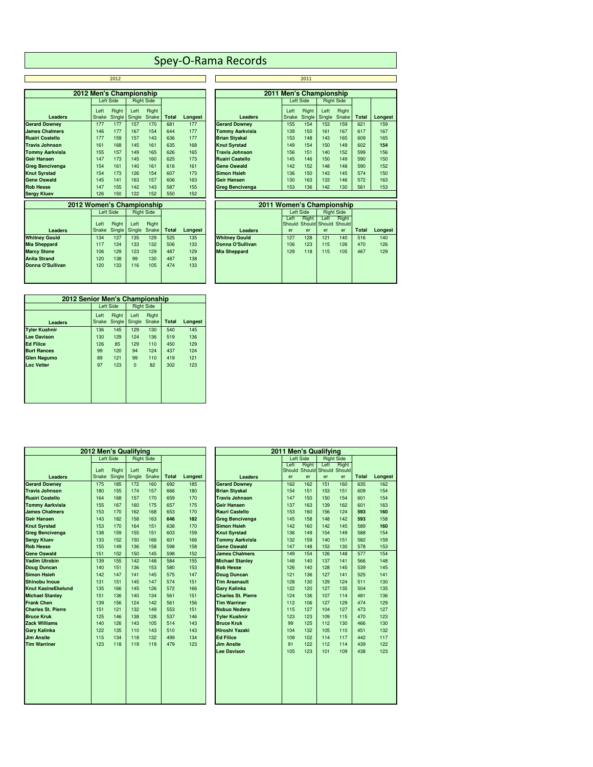# Spey-O-Rama Records

## 2012

### 2012 Men's Championship

| Leaders | Left Side | | Right Side | | Total | Longest |
|---|---|---|---|---|---|---|
| | Left Snake | Right Single | Left Single | Right Snake | | |
| Gerard Downey | 177 | 177 | 157 | 170 | 681 | 177 |
| James Chalmers | 146 | 177 | 167 | 154 | 644 | 177 |
| Ruairi Costello | 177 | 159 | 157 | 143 | 636 | 177 |
| Travis Johnson | 161 | 168 | 145 | 161 | 635 | 168 |
| Tommy Aarkvisla | 155 | 157 | 149 | 165 | 626 | 165 |
| Geir Hansen | 147 | 173 | 145 | 160 | 625 | 173 |
| Greg Bencivenga | 154 | 161 | 140 | 161 | 616 | 161 |
| Knut Syrstad | 154 | 173 | 126 | 154 | 607 | 173 |
| Gene Oswald | 145 | 141 | 163 | 157 | 606 | 163 |
| Rob Hesse | 147 | 155 | 142 | 143 | 587 | 155 |
| Sergy Kluev | 126 | 150 | 122 | 152 | 550 | 152 |

### 2012 Women's Championship

| Leaders | Left Side | | Right Side | | Total | Longest |
|---|---|---|---|---|---|---|
| | Left Snake | Right Single | Left Single | Right Snake | | |
| Whitney Gould | 134 | 127 | 135 | 129 | 525 | 135 |
| Mia Sheppard | 117 | 124 | 133 | 132 | 506 | 133 |
| Marcy Stone | 106 | 129 | 123 | 129 | 487 | 129 |
| Anita Strand | 120 | 138 | 99 | 130 | 487 | 138 |
| Donna O'Sullivan | 120 | 133 | 116 | 105 | 474 | 133 |

### 2012 Senior Men's Championship

| Leaders | Left Side | | Right Side | | Total | Longest |
|---|---|---|---|---|---|---|
| | Left Snake | Right Single | Left Single | Right Snake | | |
| Tyler Kushnir | 136 | 145 | 129 | 130 | 540 | 145 |
| Lee Davison | 130 | 129 | 124 | 136 | 519 | 136 |
| Ed Filice | 126 | 85 | 129 | 110 | 450 | 129 |
| Burt Rances | 99 | 120 | 94 | 124 | 437 | 124 |
| Glen Nagumo | 89 | 121 | 99 | 110 | 419 | 121 |
| Loc Vetter | 97 | 123 | 0 | 82 | 302 | 123 |

### 2012 Men's Qualifying

| Leaders | Left Side | | Right Side | | Total | Longest |
|---|---|---|---|---|---|---|
| | Left Snake | Right Single | Left Single | Right Snake | | |
| Gerard Downey | 175 | 185 | 172 | 160 | 692 | 185 |
| Travis Johnson | 180 | 155 | 174 | 157 | 666 | 180 |
| Ruairi Costello | 164 | 168 | 157 | 170 | 659 | 170 |
| Tommy Aarkvisla | 155 | 167 | 160 | 175 | 657 | 175 |
| James Chalmers | 153 | 170 | 162 | 168 | 653 | 170 |
| Geir Hansen | 143 | 182 | 158 | 163 | **646** | **182** |
| Knut Syrstad | 153 | 170 | 164 | 151 | 638 | 170 |
| Greg Bencivenga | 138 | 159 | 155 | 151 | 603 | 159 |
| Sergy Kluev | 133 | 152 | 150 | 166 | 601 | 166 |
| Rob Hesse | 155 | 149 | 136 | 158 | 598 | 158 |
| Gene Oswald | 151 | 152 | 150 | 145 | 598 | 152 |
| Vadim Utrobin | 139 | 155 | 142 | 148 | 584 | 155 |
| Doug Duncan | 140 | 151 | 136 | 153 | 580 | 153 |
| Simon Hsieh | 142 | 147 | 141 | 145 | 575 | 147 |
| Shinobu Inoue | 131 | 151 | 145 | 147 | 574 | 151 |
| Knut KasineEkelund | 135 | 166 | 145 | 126 | 572 | 166 |
| Michael Stanley | 151 | 136 | 140 | 134 | 561 | 151 |
| Frank Chen | 139 | 156 | 124 | 142 | 561 | 156 |
| Charles St. Pierre | 151 | 121 | 132 | 149 | 553 | 151 |
| Bruce Kruk | 125 | 146 | 138 | 128 | 537 | 146 |
| Zack Williams | 140 | 126 | 143 | 105 | 514 | 143 |
| Gary Kalinka | 122 | 135 | 110 | 143 | 510 | 143 |
| Jim Ansite | 115 | 134 | 118 | 132 | 499 | 134 |
| Tim Warriner | 123 | 118 | 119 | 119 | 479 | 123 |

## 2011

### 2011 Men's Championship

| Leaders | Left Side | | Right Side | | Total | Longest |
|---|---|---|---|---|---|---|
| | Left Snake | Right Single | Left Single | Right Snake | | |
| Gerard Downey | 155 | 154 | 153 | 159 | 621 | 159 |
| Tommy Aarkvisla | 139 | 150 | 161 | 167 | 617 | 167 |
| Brian Styskal | 153 | 148 | 143 | 165 | 609 | 165 |
| Knut Syrstad | 149 | 154 | 150 | 149 | 602 | **154** |
| Travis Johnson | 156 | 151 | 140 | 152 | 599 | 156 |
| Ruairi Castello | 145 | 146 | 150 | 149 | 590 | 150 |
| Gene Oswald | 142 | 152 | 148 | 148 | 590 | 152 |
| Simon Hsieh | 136 | 150 | 143 | 145 | 574 | 150 |
| Geir Hansen | 130 | 163 | 133 | 146 | 572 | 163 |
| Greg Bencivenga | 153 | 136 | 142 | 130 | 561 | 153 |

### 2011 Women's Championship

| Leaders | Left Side | | Right Side | | Total | Longest |
|---|---|---|---|---|---|---|
| | Left Shoulder | Right Shoulder | Left Shoulder | Right Shoulder | | |
| Whitney Gould | 127 | 128 | 121 | 140 | 516 | 140 |
| Donna O'Sullivan | 106 | 123 | 115 | 126 | 470 | 126 |
| Mia Sheppard | 129 | 118 | 115 | 105 | 467 | 129 |

### 2011 Men's Qualifying

| Leaders | Left Side | | Right Side | | Total | Longest |
|---|---|---|---|---|---|---|
| | Left Shoulder | Right Shoulder | Left Shoulder | Right Shoulder | | |
| Gerard Downey | 162 | 162 | 151 | 160 | 635 | 162 |
| Brian Styskal | 154 | 151 | 153 | 151 | 609 | 154 |
| Travis Johnson | 147 | 150 | 150 | 154 | 601 | 154 |
| Geir Hansen | 137 | 163 | 139 | 162 | 601 | 163 |
| Rauri Castello | 153 | 160 | 156 | 124 | **593** | **160** |
| Greg Bencivenga | 145 | 158 | 148 | 142 | **593** | 158 |
| Simon Hsieh | 142 | 160 | 142 | 145 | 589 | **160** |
| Knut Syrstad | 136 | 149 | 154 | 149 | 588 | 154 |
| Tommy Aarkvisla | 132 | 159 | 140 | 151 | 582 | 159 |
| Gene Oswald | 147 | 148 | 153 | 130 | 578 | 153 |
| James Chalmers | 149 | 154 | 126 | 148 | 577 | 154 |
| Michael Stanley | 148 | 140 | 137 | 141 | 566 | 148 |
| Bob Hesse | 126 | 140 | 128 | 145 | 539 | 145 |
| Doug Duncan | 121 | 136 | 127 | 141 | 525 | 141 |
| Tim Arsenault | 128 | 130 | 129 | 124 | 511 | 130 |
| Gary Kalinka | 122 | 120 | 127 | 135 | 504 | 135 |
| Charles St. Pierre | 124 | 136 | 107 | 114 | 481 | 136 |
| Tim Warriner | 112 | 106 | 127 | 129 | 474 | 129 |
| Nobuo Nodera | 115 | 127 | 104 | 127 | 473 | 127 |
| Tyler Kushnir | 123 | 123 | 109 | 115 | 470 | 123 |
| Bruce Kruk | 99 | 125 | 112 | 130 | 466 | 130 |
| Hiroshi Yazaki | 104 | 132 | 105 | 110 | 451 | 132 |
| Ed Filice | 109 | 102 | 114 | 117 | 442 | 117 |
| Jim Ansite | 91 | 122 | 112 | 114 | 439 | 122 |
| Lee Davison | 105 | 123 | 101 | 109 | 438 | 123 |